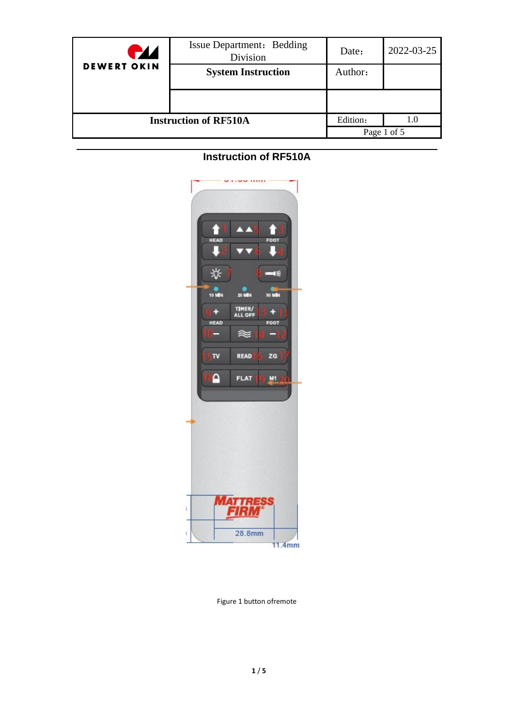| DEWERT OKIN | Issue Department: Bedding Division | Date: | 2022-03-25 |
|---|---|---|---|
| | System Instruction | Author: | |
| | | | |
| Instruction of RF510A | | Edition: | 1.0 |

# Instruction of RF510A

Figure 1 button ofremote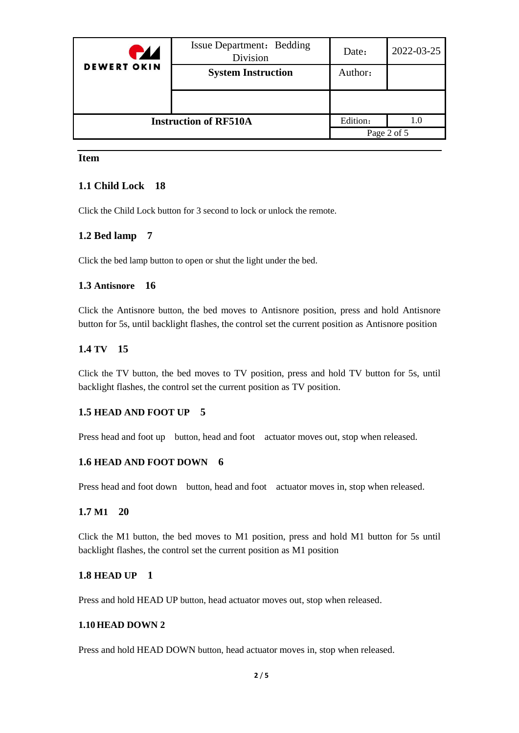**Item**

### 1.1 Child Lock 18

Click the Child Lock button for 3 second to lock or unlock the remote.

### 1.2 Bed lamp 7

Click the bed lamp button to open or shut the light under the bed.

### 1.3 Antisnore 16

Click the Antisnore button, the bed moves to Antisnore position, press and hold Antisnore button for 5s, until backlight flashes, the control set the current position as Antisnore position

### 1.4 TV 15

Click the TV button, the bed moves to TV position, press and hold TV button for 5s, until backlight flashes, the control set the current position as TV position.

### 1.5 HEAD AND FOOT UP 5

Press head and foot up button, head and foot actuator moves out, stop when released.

### 1.6 HEAD AND FOOT DOWN 6

Press head and foot down button, head and foot actuator moves in, stop when released.

### 1.7 M1 20

Click the M1 button, the bed moves to M1 position, press and hold M1 button for 5s until backlight flashes, the control set the current position as M1 position

### 1.8 HEAD UP 1

Press and hold HEAD UP button, head actuator moves out, stop when released.

### 1.10 HEAD DOWN 2

Press and hold HEAD DOWN button, head actuator moves in, stop when released.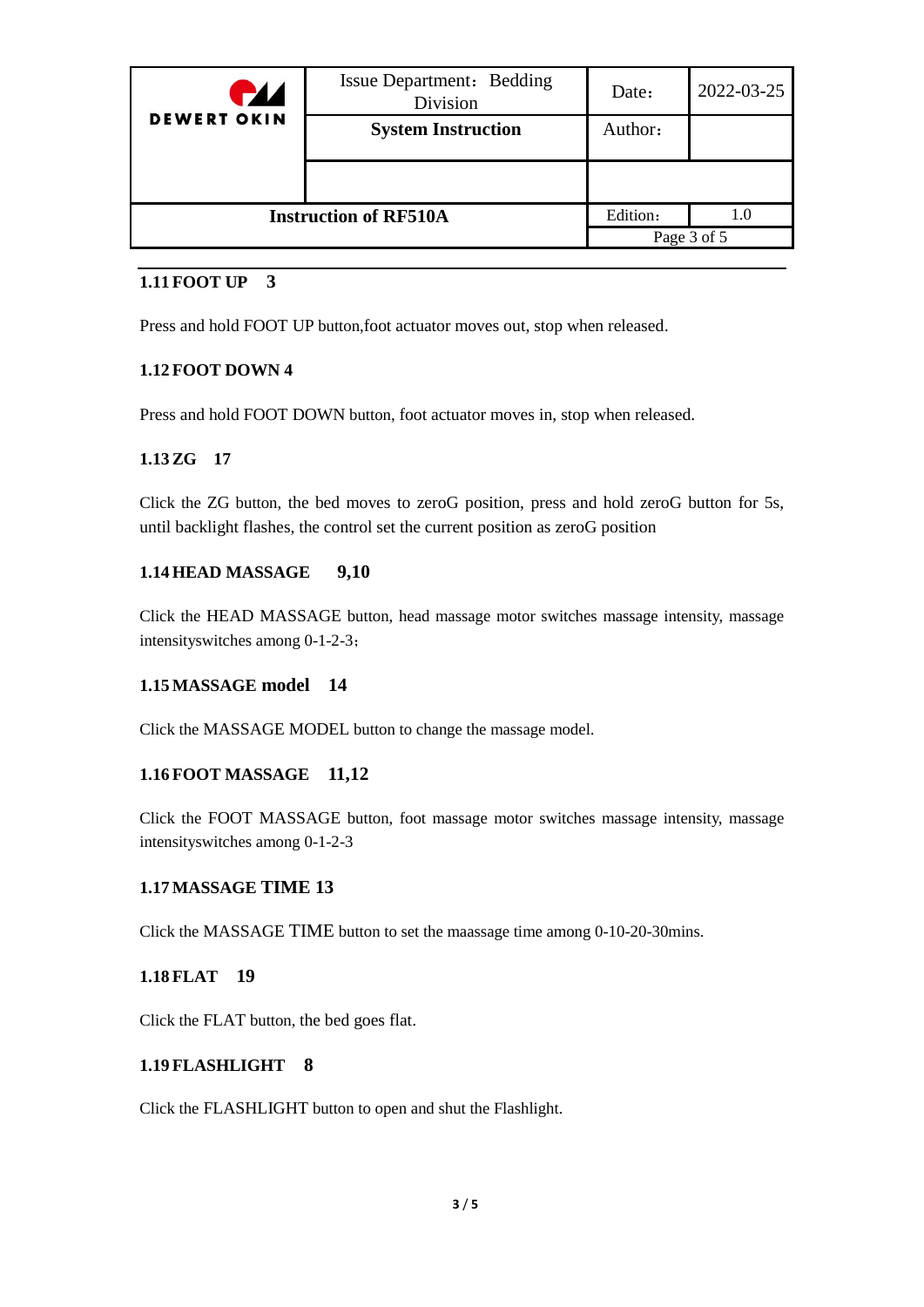### 1.11 FOOT UP 3

Press and hold FOOT UP button,foot actuator moves out, stop when released.

### 1.12 FOOT DOWN 4

Press and hold FOOT DOWN button, foot actuator moves in, stop when released.

### 1.13 ZG 17

Click the ZG button, the bed moves to zeroG position, press and hold zeroG button for 5s, until backlight flashes, the control set the current position as zeroG position

### 1.14 HEAD MASSAGE 9,10

Click the HEAD MASSAGE button, head massage motor switches massage intensity, massage intensityswitches among 0-1-2-3；

### 1.15 MASSAGE model 14

Click the MASSAGE MODEL button to change the massage model.

### 1.16 FOOT MASSAGE 11,12

Click the FOOT MASSAGE button, foot massage motor switches massage intensity, massage intensityswitches among 0-1-2-3

### 1.17 MASSAGE TIME 13

Click the MASSAGE TIME button to set the maassage time among 0-10-20-30mins.

### 1.18 FLAT 19

Click the FLAT button, the bed goes flat.

### 1.19 FLASHLIGHT 8

Click the FLASHLIGHT button to open and shut the Flashlight.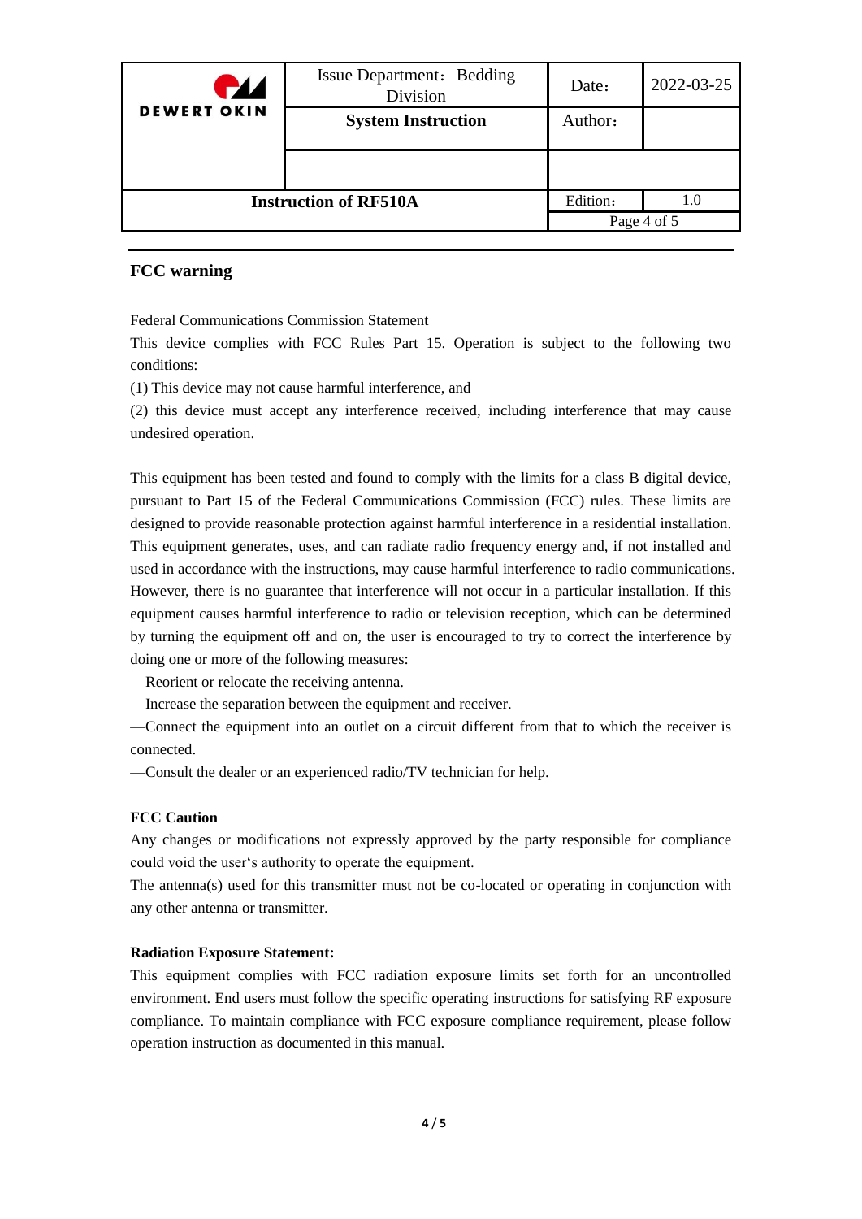## FCC warning

Federal Communications Commission Statement

This device complies with FCC Rules Part 15. Operation is subject to the following two conditions:

(1) This device may not cause harmful interference, and

(2) this device must accept any interference received, including interference that may cause undesired operation.

This equipment has been tested and found to comply with the limits for a class B digital device, pursuant to Part 15 of the Federal Communications Commission (FCC) rules. These limits are designed to provide reasonable protection against harmful interference in a residential installation. This equipment generates, uses, and can radiate radio frequency energy and, if not installed and used in accordance with the instructions, may cause harmful interference to radio communications. However, there is no guarantee that interference will not occur in a particular installation. If this equipment causes harmful interference to radio or television reception, which can be determined by turning the equipment off and on, the user is encouraged to try to correct the interference by doing one or more of the following measures:

—Reorient or relocate the receiving antenna.

—Increase the separation between the equipment and receiver.

—Connect the equipment into an outlet on a circuit different from that to which the receiver is connected.

—Consult the dealer or an experienced radio/TV technician for help.

**FCC Caution**

Any changes or modifications not expressly approved by the party responsible for compliance could void the user's authority to operate the equipment.

The antenna(s) used for this transmitter must not be co-located or operating in conjunction with any other antenna or transmitter.

**Radiation Exposure Statement:**

This equipment complies with FCC radiation exposure limits set forth for an uncontrolled environment. End users must follow the specific operating instructions for satisfying RF exposure compliance. To maintain compliance with FCC exposure compliance requirement, please follow operation instruction as documented in this manual.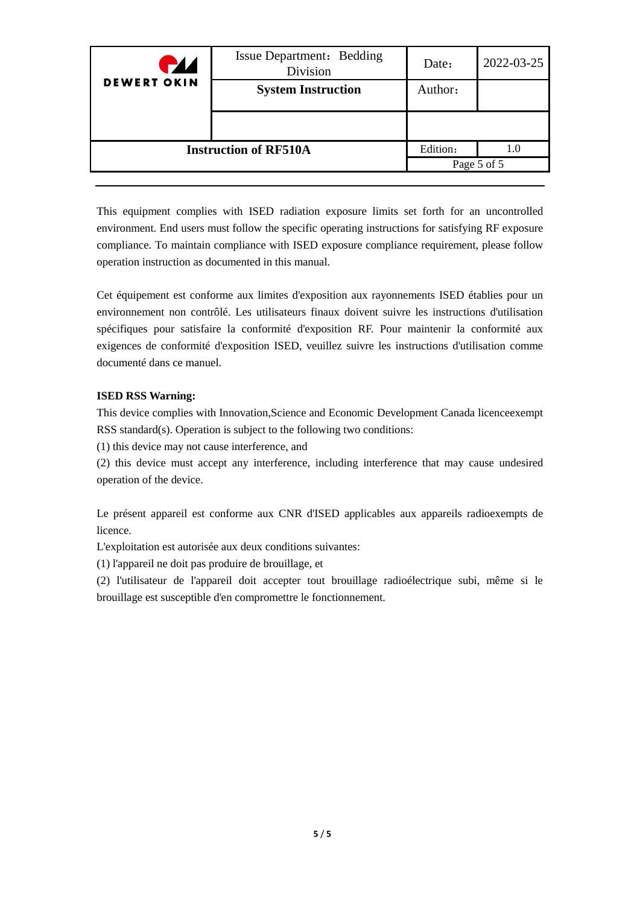This equipment complies with ISED radiation exposure limits set forth for an uncontrolled environment. End users must follow the specific operating instructions for satisfying RF exposure compliance. To maintain compliance with ISED exposure compliance requirement, please follow operation instruction as documented in this manual.

Cet équipement est conforme aux limites d'exposition aux rayonnements ISED établies pour un environnement non contrôlé. Les utilisateurs finaux doivent suivre les instructions d'utilisation spécifiques pour satisfaire la conformité d'exposition RF. Pour maintenir la conformité aux exigences de conformité d'exposition ISED, veuillez suivre les instructions d'utilisation comme documenté dans ce manuel.

**ISED RSS Warning:**

This device complies with Innovation,Science and Economic Development Canada licenceexempt RSS standard(s). Operation is subject to the following two conditions:

(1) this device may not cause interference, and

(2) this device must accept any interference, including interference that may cause undesired operation of the device.

Le présent appareil est conforme aux CNR d'ISED applicables aux appareils radioexempts de licence.

L'exploitation est autorisée aux deux conditions suivantes:

(1) l'appareil ne doit pas produire de brouillage, et

(2) l'utilisateur de l'appareil doit accepter tout brouillage radioélectrique subi, même si le brouillage est susceptible d'en compromettre le fonctionnement.